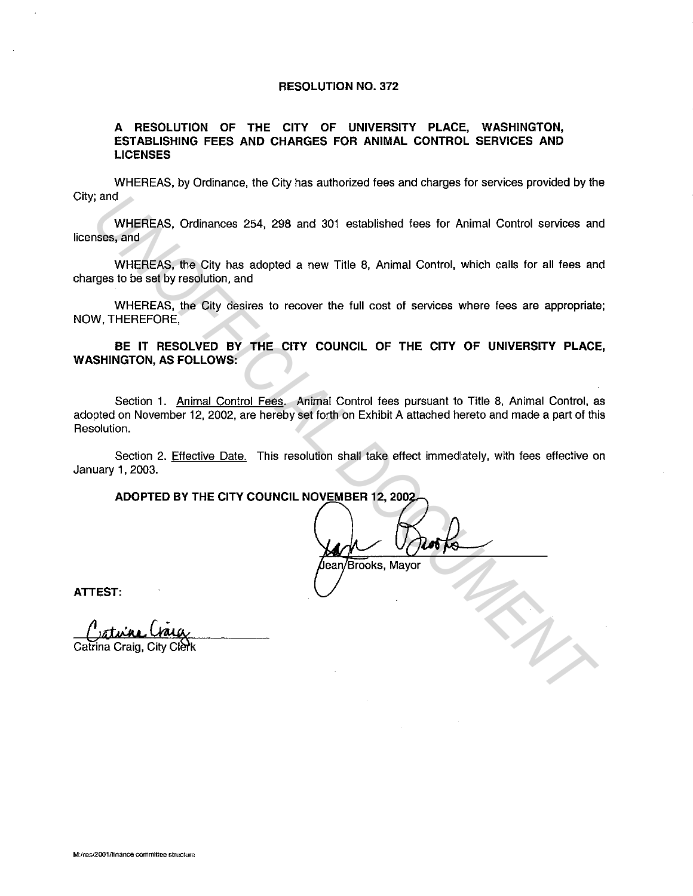# RESOLUTION NO. 372

## A RESOLUTION OF THE CITY OF UNIVERSITY PLACE, WASHINGTON, ESTABLISHING FEES AND CHARGES FOR ANIMAL CONTROL SERVICES AND LICENSES

WHEREAS, by Ordinance, the City has authorized fees and charges for services provided by the City; and

WHEREAS, Ordinances 254, 298 and 301 established fees for Animal Control services and licenses, and

WHEREAS, the City has adopted a new Title 8, Animal Control, which calls for all fees and charges to be set by resolution, and

WHEREAS, the City desires to recover the full cost of services where fees are appropriate; NOW, THEREFORE,

**BE IT RESOLVED BY THE CITY COUNCIL OF THE CITY OF UNIVERSITY PLACE, WASHINGTON, AS FOLLOWS:**

Section 1. Animal Control Fees. Animal Control fees pursuant to Title 8, Animal Control, as adopted on November 12, 2002, are hereby set forth on Exhibit A attached hereto and made a part of this Resolution.

Section 2. Effective Date. This resolution shall take effect immediately, with fees effective on January 1, 2003.

**ADOPTED BY THE CITY COUNCIL NOVEMBER 12, 2002**

Jean Brooks, Mayor

**ATTEST:**

Catrina Craig, City Clerk

M:/res/2001/finance committee structure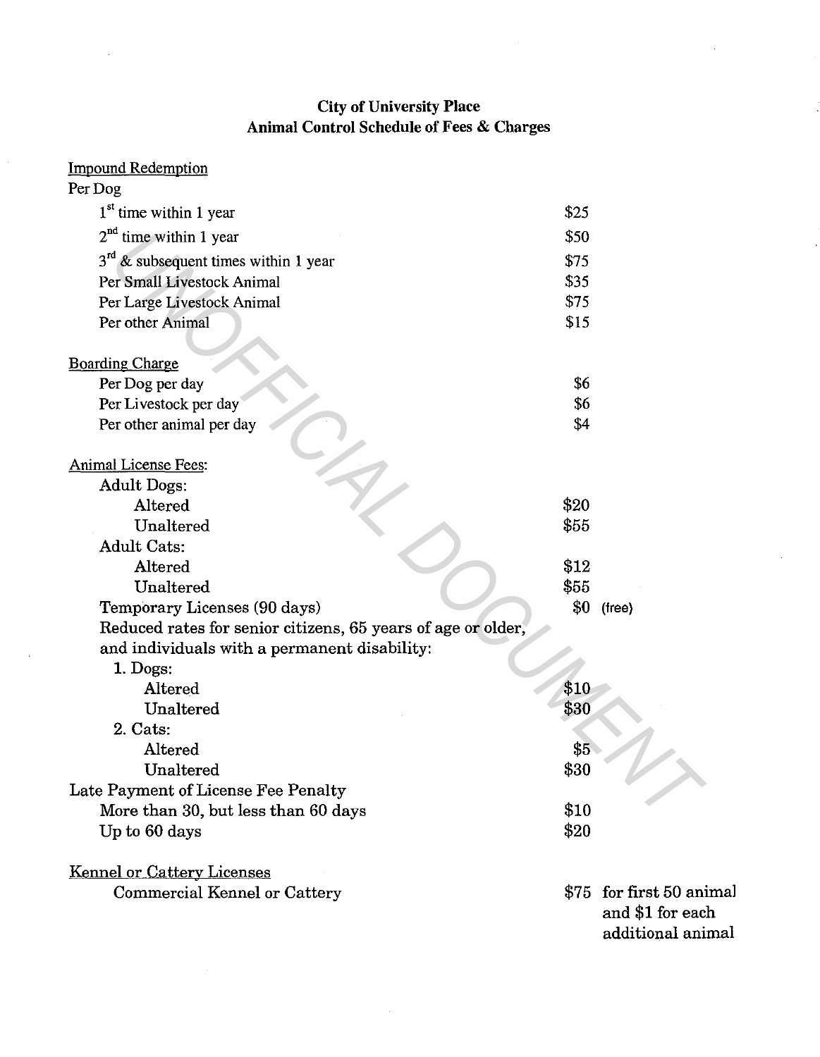## City of University Place
## Animal Control Schedule of Fees & Charges

| | | |
|---|---|---|
| Impound Redemption | | |
| Per Dog | | |
| 1st time within 1 year | $25 | |
| 2nd time within 1 year | $50 | |
| 3rd & subsequent times within 1 year | $75 | |
| Per Small Livestock Animal | $35 | |
| Per Large Livestock Animal | $75 | |
| Per other Animal | $15 | |
| Boarding Charge | | |
| Per Dog per day | $6 | |
| Per Livestock per day | $6 | |
| Per other animal per day | $4 | |
| Animal License Fees: | | |
| Adult Dogs: | | |
| Altered | $20 | |
| Unaltered | $55 | |
| Adult Cats: | | |
| Altered | $12 | |
| Unaltered | $55 | |
| Temporary Licenses (90 days) | $0 | (free) |
| Reduced rates for senior citizens, 65 years of age or older, and individuals with a permanent disability: | | |
| 1. Dogs: | | |
| Altered | $10 | |
| Unaltered | $30 | |
| 2. Cats: | | |
| Altered | $5 | |
| Unaltered | $30 | |
| Late Payment of License Fee Penalty | | |
| More than 30, but less than 60 days | $10 | |
| Up to 60 days | $20 | |
| Kennel or Cattery Licenses | | |
| Commercial Kennel or Cattery | $75 | for first 50 animal and $1 for each additional animal |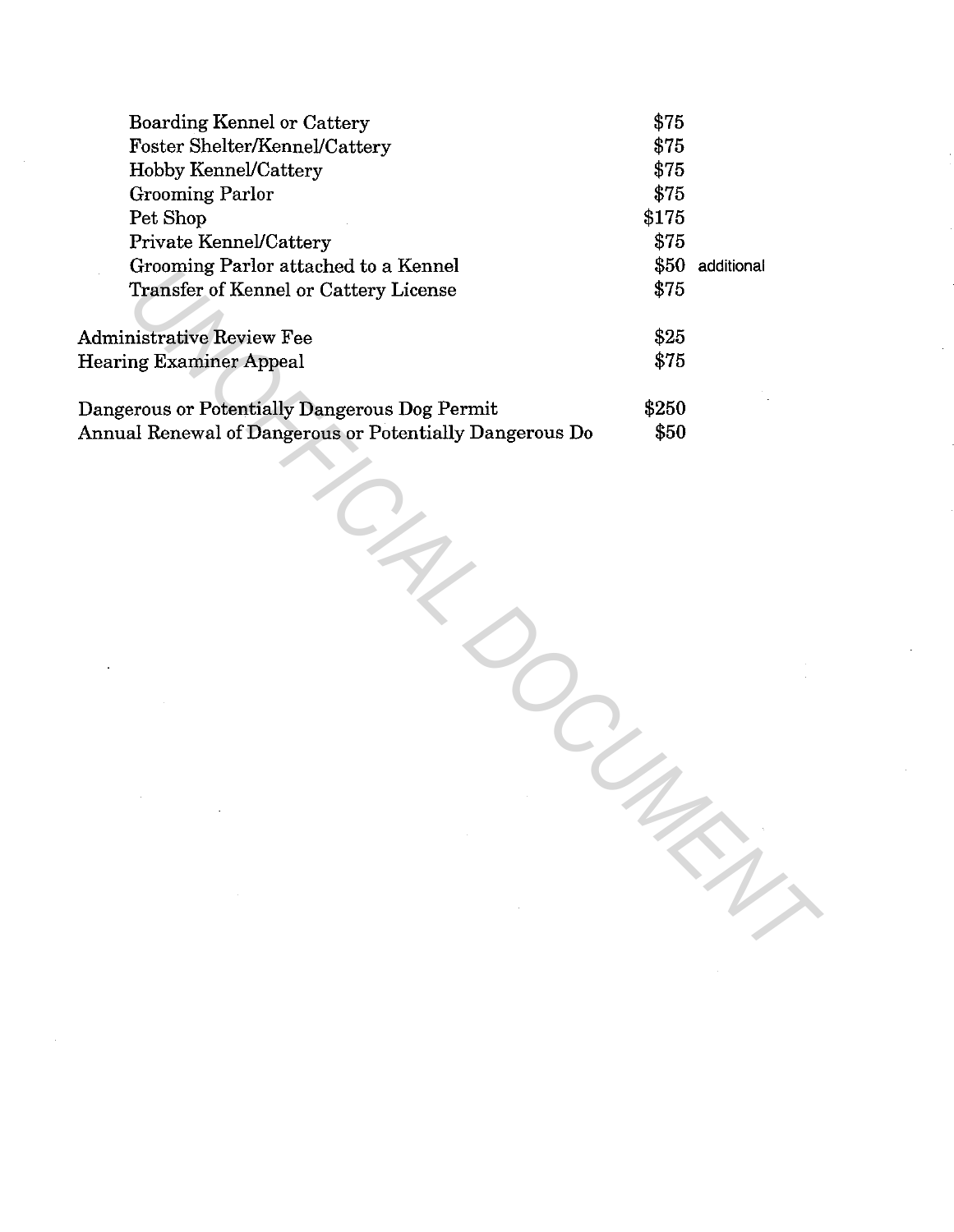| | | |
|---|---|---|
| Boarding Kennel or Cattery | $75 | |
| Foster Shelter/Kennel/Cattery | $75 | |
| Hobby Kennel/Cattery | $75 | |
| Grooming Parlor | $75 | |
| Pet Shop | $175 | |
| Private Kennel/Cattery | $75 | |
| Grooming Parlor attached to a Kennel | $50 | additional |
| Transfer of Kennel or Cattery License | $75 | |

| | |
|---|---|
| Administrative Review Fee | $25 |
| Hearing Examiner Appeal | $75 |

| | |
|---|---|
| Dangerous or Potentially Dangerous Dog Permit | $250 |
| Annual Renewal of Dangerous or Potentially Dangerous Do | $50 |